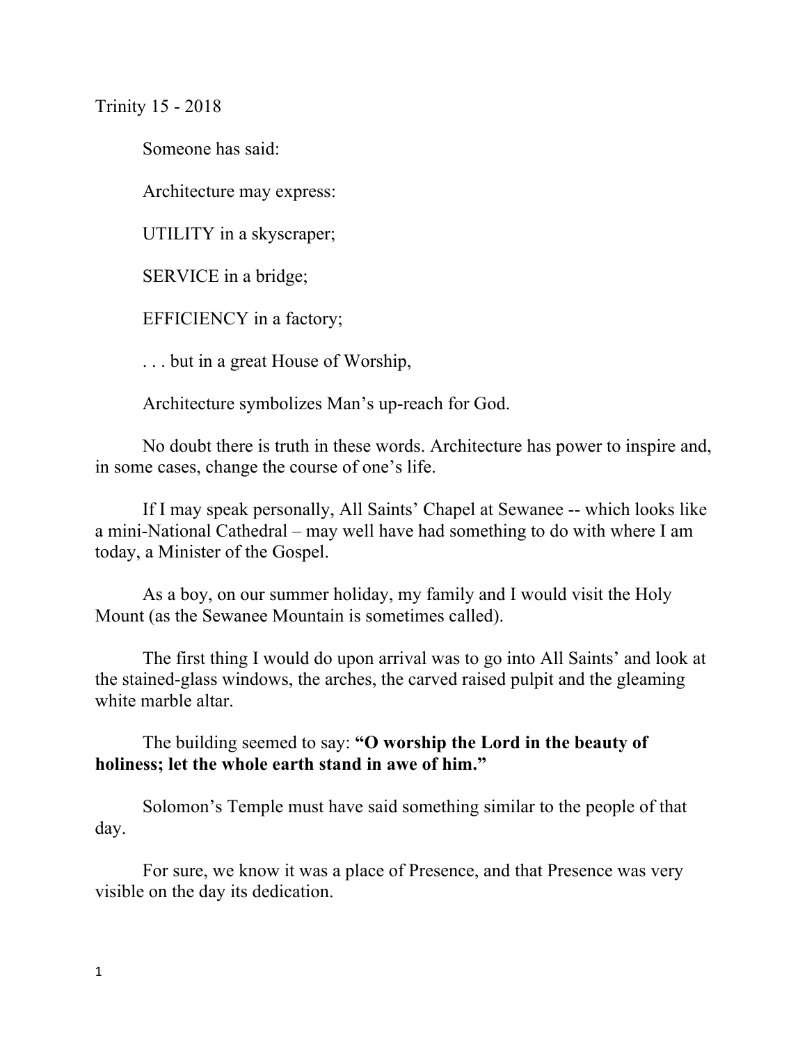Trinity 15 - 2018

Someone has said:

Architecture may express:

UTILITY in a skyscraper;

SERVICE in a bridge;

EFFICIENCY in a factory;

. . . but in a great House of Worship,

Architecture symbolizes Man's up-reach for God.

No doubt there is truth in these words. Architecture has power to inspire and, in some cases, change the course of one's life.

If I may speak personally, All Saints' Chapel at Sewanee -- which looks like a mini-National Cathedral – may well have had something to do with where I am today, a Minister of the Gospel.

As a boy, on our summer holiday, my family and I would visit the Holy Mount (as the Sewanee Mountain is sometimes called).

The first thing I would do upon arrival was to go into All Saints' and look at the stained-glass windows, the arches, the carved raised pulpit and the gleaming white marble altar.

The building seemed to say: **"O worship the Lord in the beauty of holiness; let the whole earth stand in awe of him."**

Solomon's Temple must have said something similar to the people of that day.

For sure, we know it was a place of Presence, and that Presence was very visible on the day its dedication.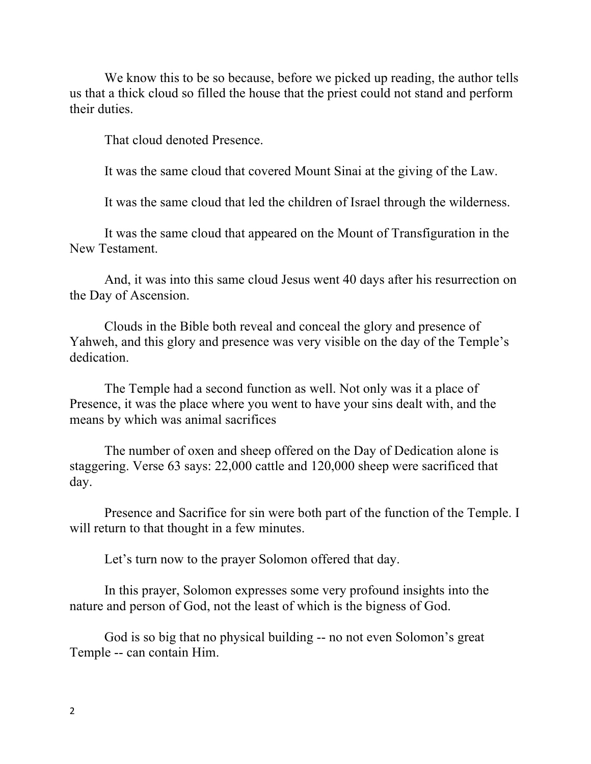We know this to be so because, before we picked up reading, the author tells us that a thick cloud so filled the house that the priest could not stand and perform their duties.

That cloud denoted Presence.

It was the same cloud that covered Mount Sinai at the giving of the Law.

It was the same cloud that led the children of Israel through the wilderness.

It was the same cloud that appeared on the Mount of Transfiguration in the New Testament.

And, it was into this same cloud Jesus went 40 days after his resurrection on the Day of Ascension.

Clouds in the Bible both reveal and conceal the glory and presence of Yahweh, and this glory and presence was very visible on the day of the Temple's dedication.

The Temple had a second function as well. Not only was it a place of Presence, it was the place where you went to have your sins dealt with, and the means by which was animal sacrifices

The number of oxen and sheep offered on the Day of Dedication alone is staggering. Verse 63 says: 22,000 cattle and 120,000 sheep were sacrificed that day.

Presence and Sacrifice for sin were both part of the function of the Temple. I will return to that thought in a few minutes.

Let's turn now to the prayer Solomon offered that day.

In this prayer, Solomon expresses some very profound insights into the nature and person of God, not the least of which is the bigness of God.

God is so big that no physical building -- no not even Solomon's great Temple -- can contain Him.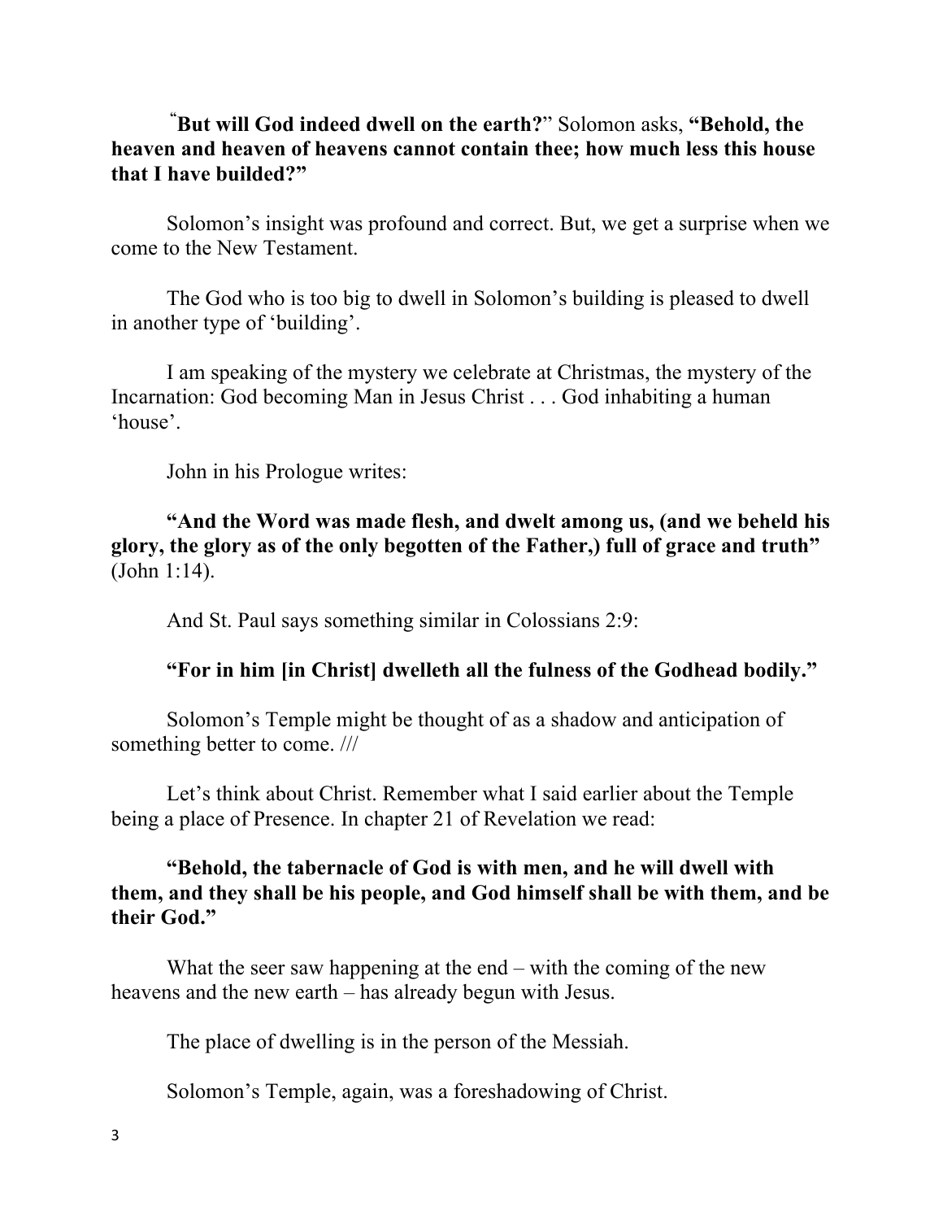"**But will God indeed dwell on the earth?**" Solomon asks, **"Behold, the heaven and heaven of heavens cannot contain thee; how much less this house that I have builded?"**

Solomon's insight was profound and correct. But, we get a surprise when we come to the New Testament.

The God who is too big to dwell in Solomon's building is pleased to dwell in another type of 'building'.

I am speaking of the mystery we celebrate at Christmas, the mystery of the Incarnation: God becoming Man in Jesus Christ . . . God inhabiting a human 'house'.

John in his Prologue writes:

**"And the Word was made flesh, and dwelt among us, (and we beheld his glory, the glory as of the only begotten of the Father,) full of grace and truth"** (John 1:14).

And St. Paul says something similar in Colossians 2:9:

**"For in him [in Christ] dwelleth all the fulness of the Godhead bodily."**

Solomon's Temple might be thought of as a shadow and anticipation of something better to come. ///

Let's think about Christ. Remember what I said earlier about the Temple being a place of Presence. In chapter 21 of Revelation we read:

**"Behold, the tabernacle of God is with men, and he will dwell with them, and they shall be his people, and God himself shall be with them, and be their God."**

What the seer saw happening at the end – with the coming of the new heavens and the new earth – has already begun with Jesus.

The place of dwelling is in the person of the Messiah.

Solomon's Temple, again, was a foreshadowing of Christ.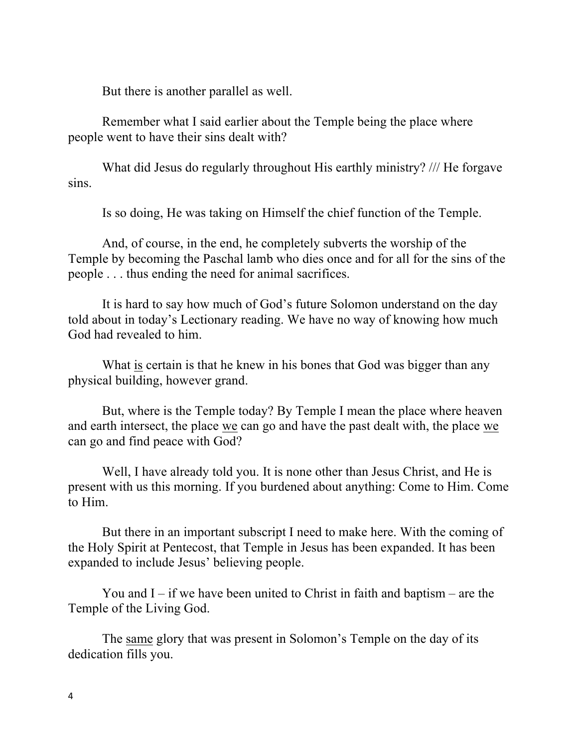But there is another parallel as well.

Remember what I said earlier about the Temple being the place where people went to have their sins dealt with?

What did Jesus do regularly throughout His earthly ministry? /// He forgave sins.

Is so doing, He was taking on Himself the chief function of the Temple.

And, of course, in the end, he completely subverts the worship of the Temple by becoming the Paschal lamb who dies once and for all for the sins of the people . . . thus ending the need for animal sacrifices.

It is hard to say how much of God's future Solomon understand on the day told about in today's Lectionary reading. We have no way of knowing how much God had revealed to him.

What <u>is</u> certain is that he knew in his bones that God was bigger than any physical building, however grand.

But, where is the Temple today? By Temple I mean the place where heaven and earth intersect, the place <u>we</u> can go and have the past dealt with, the place <u>we</u> can go and find peace with God?

Well, I have already told you. It is none other than Jesus Christ, and He is present with us this morning. If you burdened about anything: Come to Him. Come to Him.

But there in an important subscript I need to make here. With the coming of the Holy Spirit at Pentecost, that Temple in Jesus has been expanded. It has been expanded to include Jesus' believing people.

You and I – if we have been united to Christ in faith and baptism – are the Temple of the Living God.

The <u>same</u> glory that was present in Solomon's Temple on the day of its dedication fills you.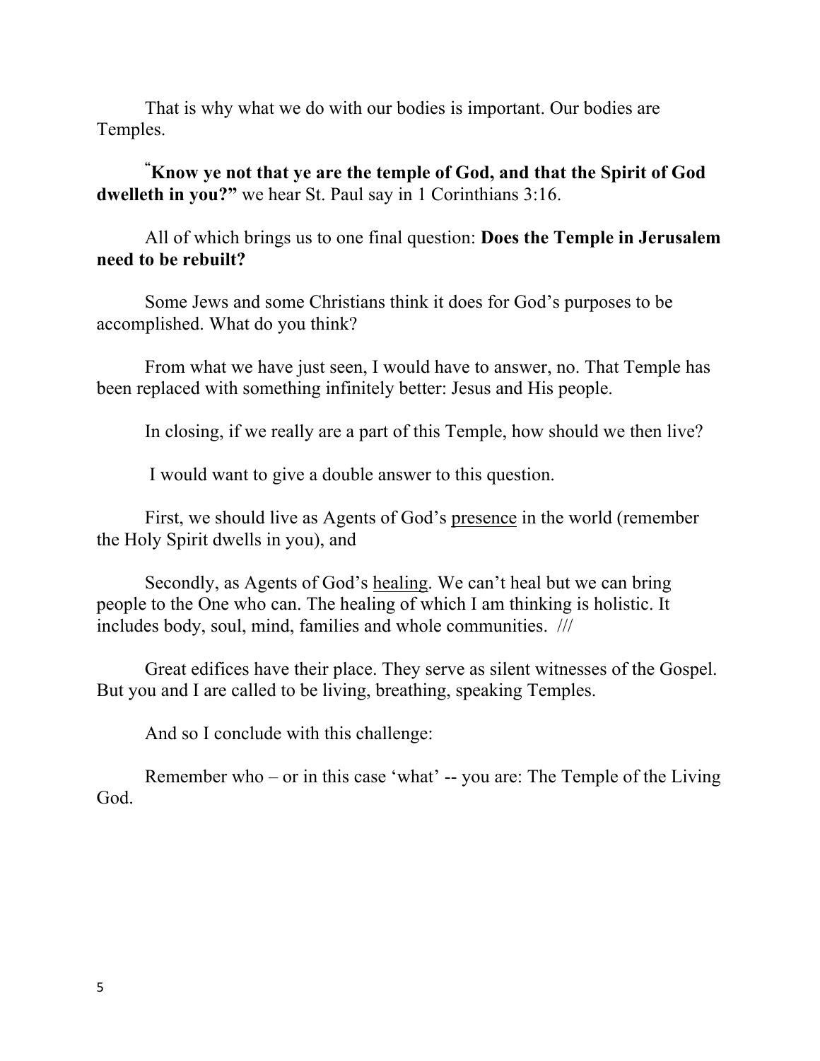That is why what we do with our bodies is important. Our bodies are Temples.

"**Know ye not that ye are the temple of God, and that the Spirit of God dwelleth in you?"** we hear St. Paul say in 1 Corinthians 3:16.

All of which brings us to one final question: **Does the Temple in Jerusalem need to be rebuilt?**

Some Jews and some Christians think it does for God's purposes to be accomplished. What do you think?

From what we have just seen, I would have to answer, no. That Temple has been replaced with something infinitely better: Jesus and His people.

In closing, if we really are a part of this Temple, how should we then live?

I would want to give a double answer to this question.

First, we should live as Agents of God's <u>presence</u> in the world (remember the Holy Spirit dwells in you), and

Secondly, as Agents of God's <u>healing</u>. We can't heal but we can bring people to the One who can. The healing of which I am thinking is holistic. It includes body, soul, mind, families and whole communities. ///

Great edifices have their place. They serve as silent witnesses of the Gospel. But you and I are called to be living, breathing, speaking Temples.

And so I conclude with this challenge:

Remember who – or in this case 'what' -- you are: The Temple of the Living God.